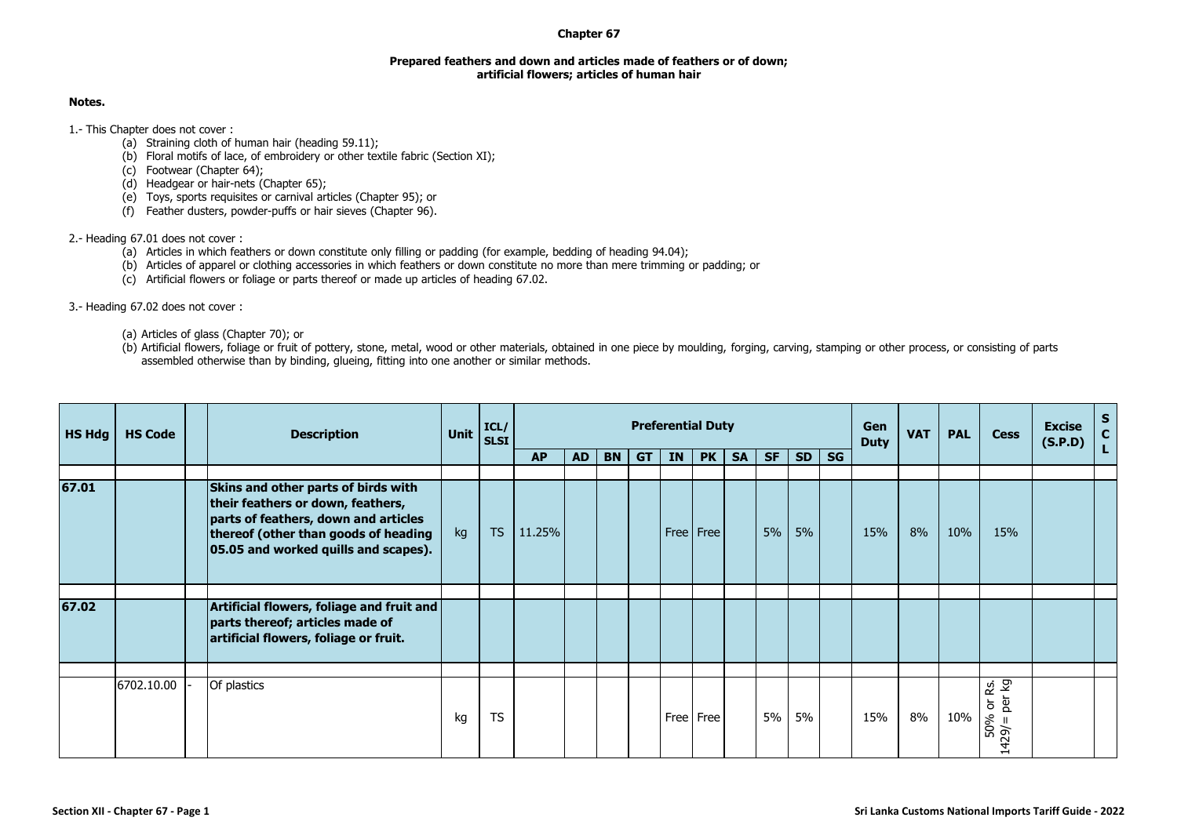# Chapter 67

## Prepared feathers and down and articles made of feathers or of down; artificial flowers; articles of human hair

**Notes.**

1.- This Chapter does not cover :

(a) Straining cloth of human hair (heading 59.11);
(b) Floral motifs of lace, of embroidery or other textile fabric (Section XI);
(c) Footwear (Chapter 64);
(d) Headgear or hair-nets (Chapter 65);
(e) Toys, sports requisites or carnival articles (Chapter 95); or
(f) Feather dusters, powder-puffs or hair sieves (Chapter 96).

2.- Heading 67.01 does not cover :

(a) Articles in which feathers or down constitute only filling or padding (for example, bedding of heading 94.04);
(b) Articles of apparel or clothing accessories in which feathers or down constitute no more than mere trimming or padding; or
(c) Artificial flowers or foliage or parts thereof or made up articles of heading 67.02.

3.- Heading 67.02 does not cover :

(a) Articles of glass (Chapter 70); or
(b) Artificial flowers, foliage or fruit of pottery, stone, metal, wood or other materials, obtained in one piece by moulding, forging, carving, stamping or other process, or consisting of parts assembled otherwise than by binding, glueing, fitting into one another or similar methods.

| HS Hdg | HS Code | | Description | Unit | ICL/ SLSI | Preferential Duty | | | | | | | | | | Gen Duty | VAT | PAL | Cess | Excise (S.P.D) | SCL |
|---|---|---|---|---|---|---|---|---|---|---|---|---|---|---|---|---|---|---|---|---|---|
| | | | | | | AP | AD | BN | GT | IN | PK | SA | SF | SD | SG | | | | | | |
| 67.01 | | | **Skins and other parts of birds with their feathers or down, feathers, parts of feathers, down and articles thereof (other than goods of heading 05.05 and worked quills and scapes).** | kg | TS | 11.25% | | | | Free | Free | | 5% | 5% | | 15% | 8% | 10% | 15% | | |
| 67.02 | | | **Artificial flowers, foliage and fruit and parts thereof; articles made of artificial flowers, foliage or fruit.** | | | | | | | | | | | | | | | | | | |
| | 6702.10.00 | - | Of plastics | kg | TS | | | | | Free | Free | | 5% | 5% | | 15% | 8% | 10% | 50% or Rs. 1429/= per kg | | |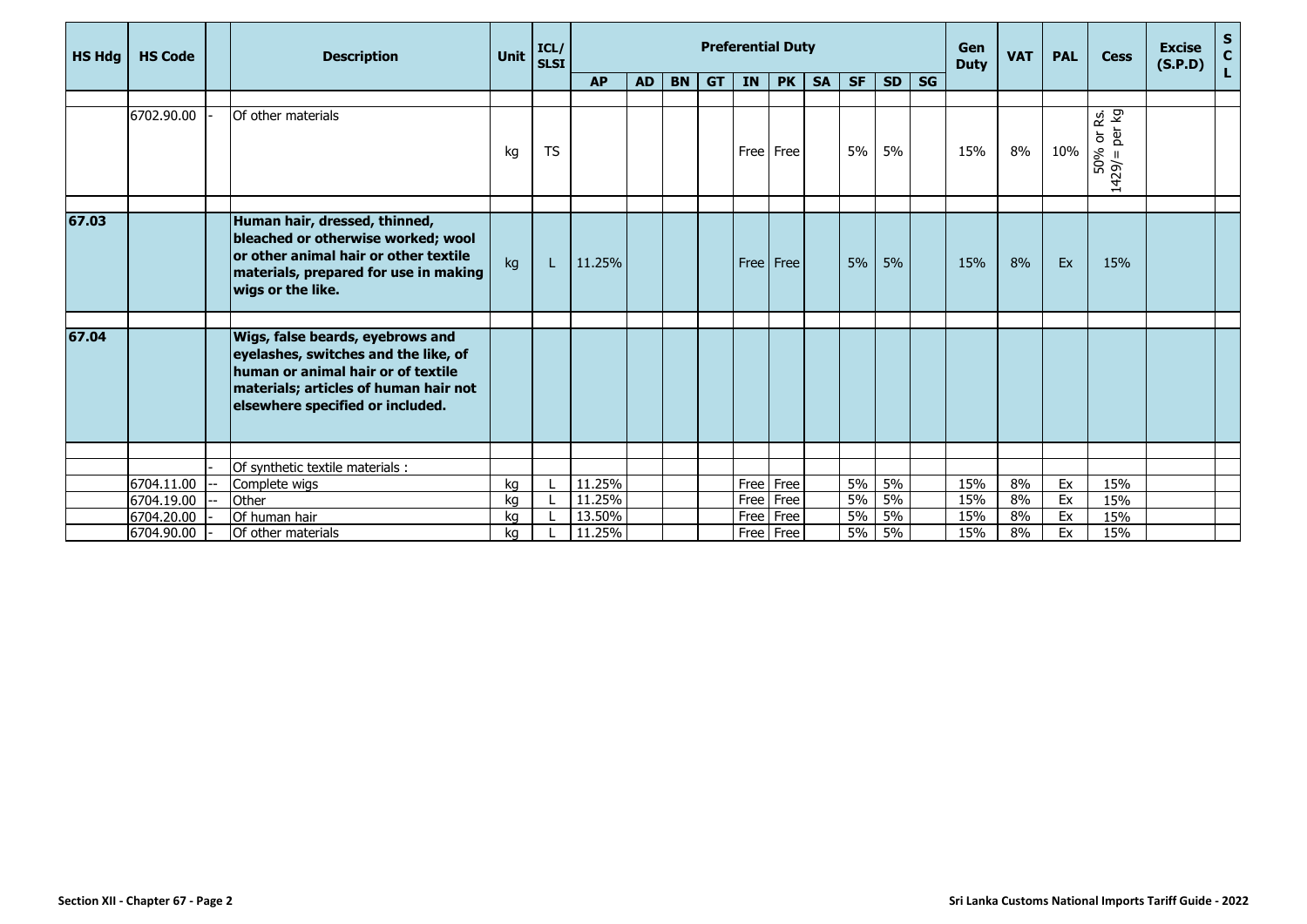| HS Hdg | HS Code | | Description | Unit | ICL/ SLSI | Preferential Duty | | | | | | | | | | Gen Duty | VAT | PAL | Cess | Excise (S.P.D) | SCL |
|---|---|---|---|---|---|---|---|---|---|---|---|---|---|---|---|---|---|---|---|---|---|
| | | | | | | AP | AD | BN | GT | IN | PK | SA | SF | SD | SG | | | | | | |
| | 6702.90.00 | - | Of other materials | kg | TS | | | | | Free | Free | | 5% | 5% | | 15% | 8% | 10% | 50% or Rs. 1429/= per kg | | |
| **67.03** | | | **Human hair, dressed, thinned, bleached or otherwise worked; wool or other animal hair or other textile materials, prepared for use in making wigs or the like.** | kg | L | 11.25% | | | | Free | Free | | 5% | 5% | | 15% | 8% | Ex | 15% | | |
| **67.04** | | | **Wigs, false beards, eyebrows and eyelashes, switches and the like, of human or animal hair or of textile materials; articles of human hair not elsewhere specified or included.** | | | | | | | | | | | | | | | | | | |
| | | - | Of synthetic textile materials : | | | | | | | | | | | | | | | | | | |
| | 6704.11.00 | -- | Complete wigs | kg | L | 11.25% | | | | Free | Free | | 5% | 5% | | 15% | 8% | Ex | 15% | | |
| | 6704.19.00 | -- | Other | kg | L | 11.25% | | | | Free | Free | | 5% | 5% | | 15% | 8% | Ex | 15% | | |
| | 6704.20.00 | - | Of human hair | kg | L | 13.50% | | | | Free | Free | | 5% | 5% | | 15% | 8% | Ex | 15% | | |
| | 6704.90.00 | - | Of other materials | kg | L | 11.25% | | | | Free | Free | | 5% | 5% | | 15% | 8% | Ex | 15% | | |